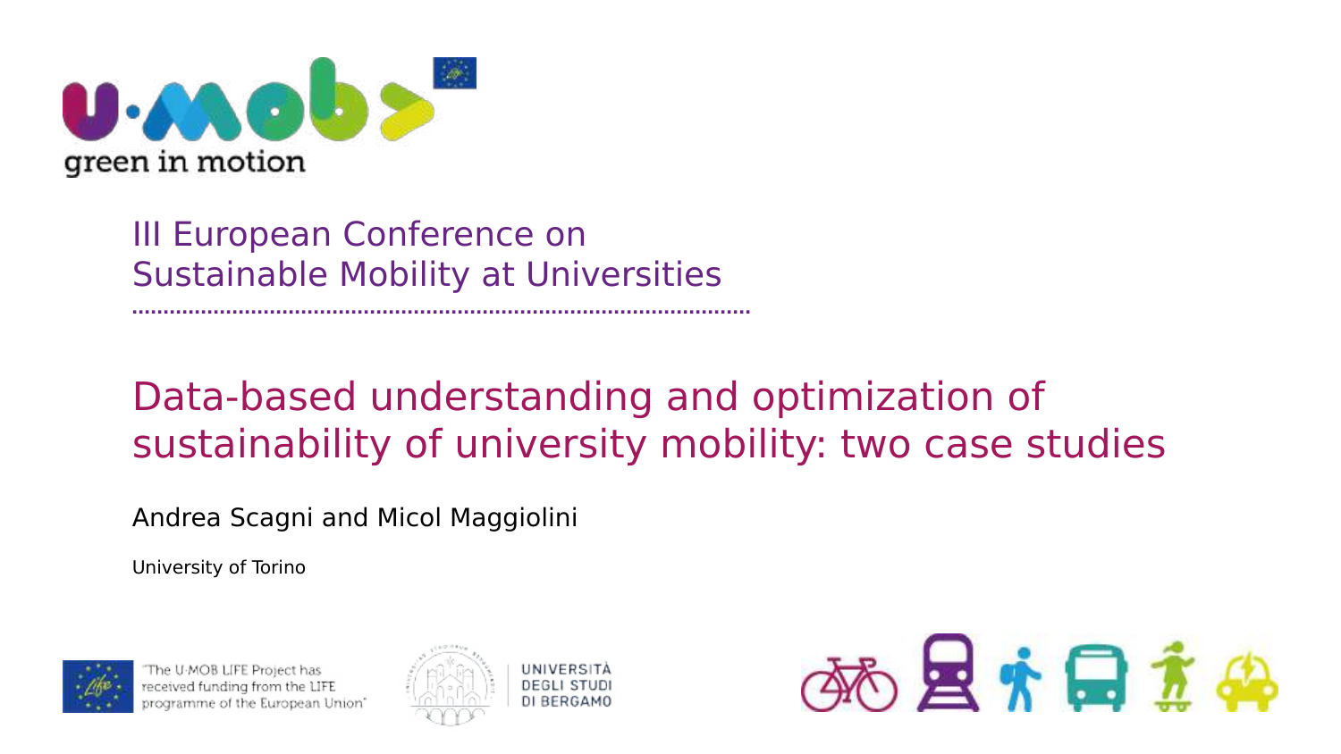u·mob
green in motion

III European Conference on Sustainable Mobility at Universities

# Data-based understanding and optimization of sustainability of university mobility: two case studies

Andrea Scagni and Micol Maggiolini

University of Torino

"The U-MOB LIFE Project has received funding from the LIFE programme of the European Union"

UNIVERSITÀ DEGLI STUDI DI BERGAMO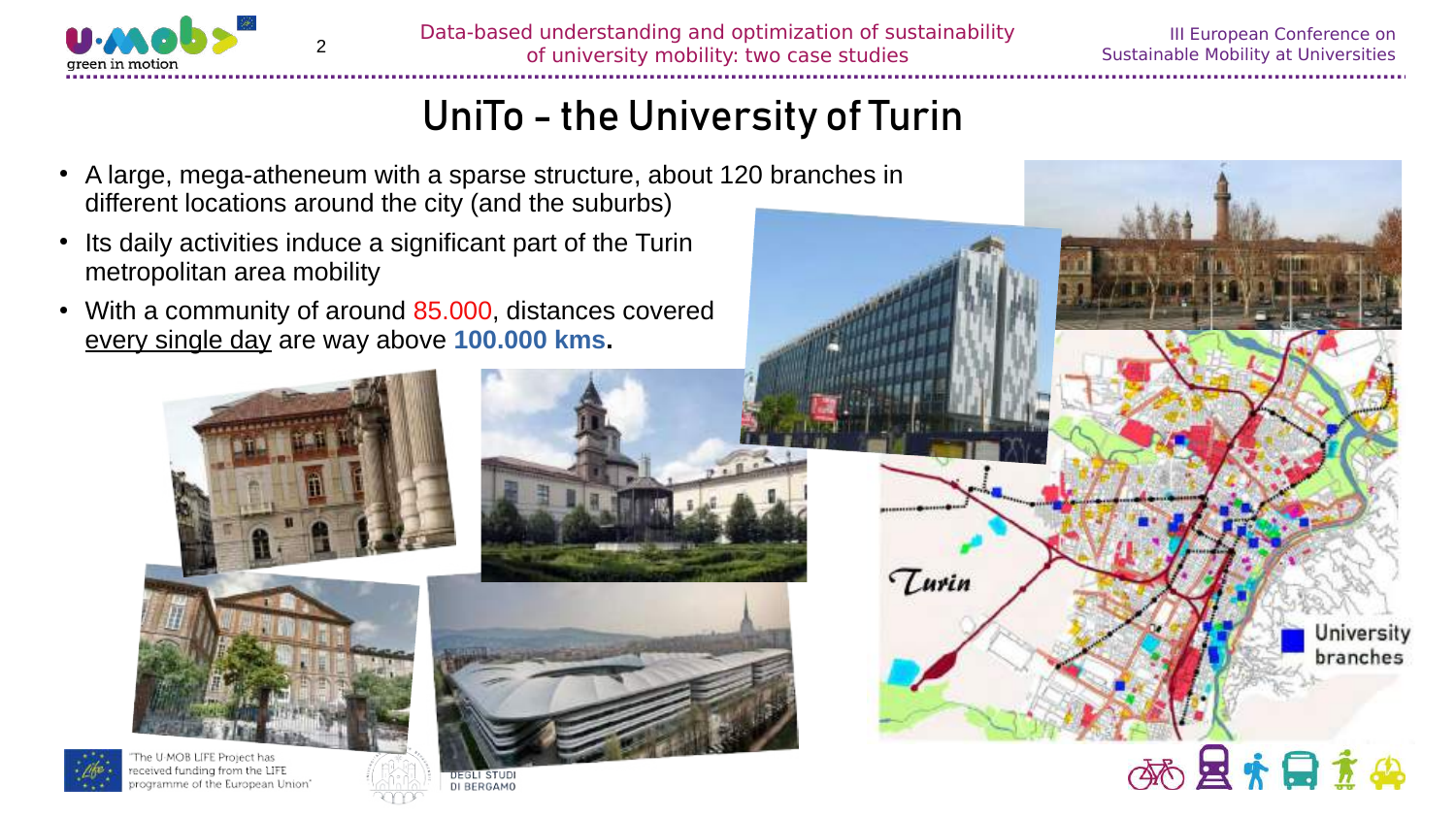# UniTo – the University of Turin

- A large, mega-atheneum with a sparse structure, about 120 branches in different locations around the city (and the suburbs)
- Its daily activities induce a significant part of the Turin metropolitan area mobility
- With a community of around 85.000, distances covered <u>every single day</u> are way above **100.000 kms**.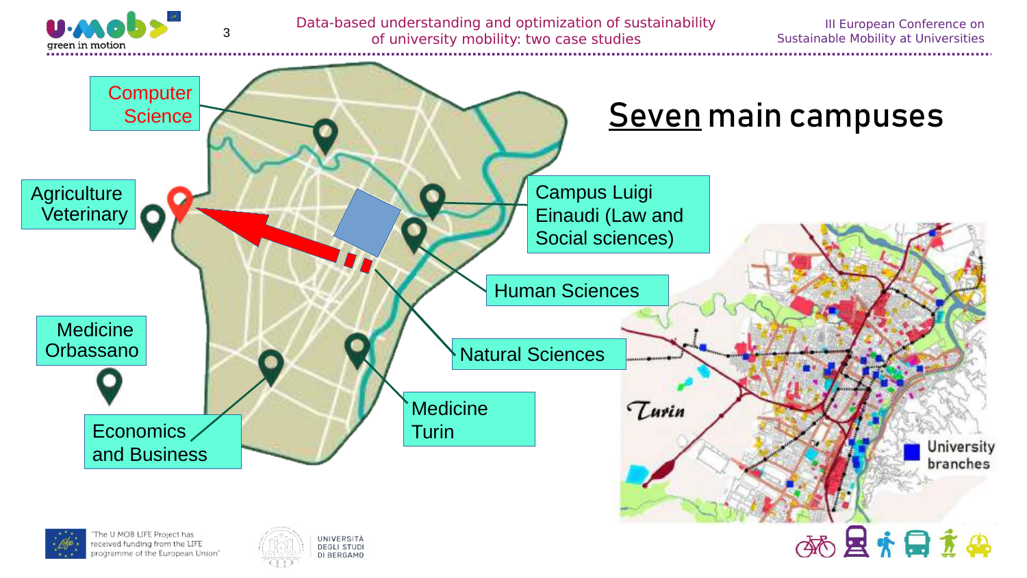# Seven main campuses

- Computer Science
- Agriculture Veterinary
- Medicine Orbassano
- Economics and Business
- Medicine Turin
- Natural Sciences
- Human Sciences
- Campus Luigi Einaudi (Law and Social sciences)

Turin

University branches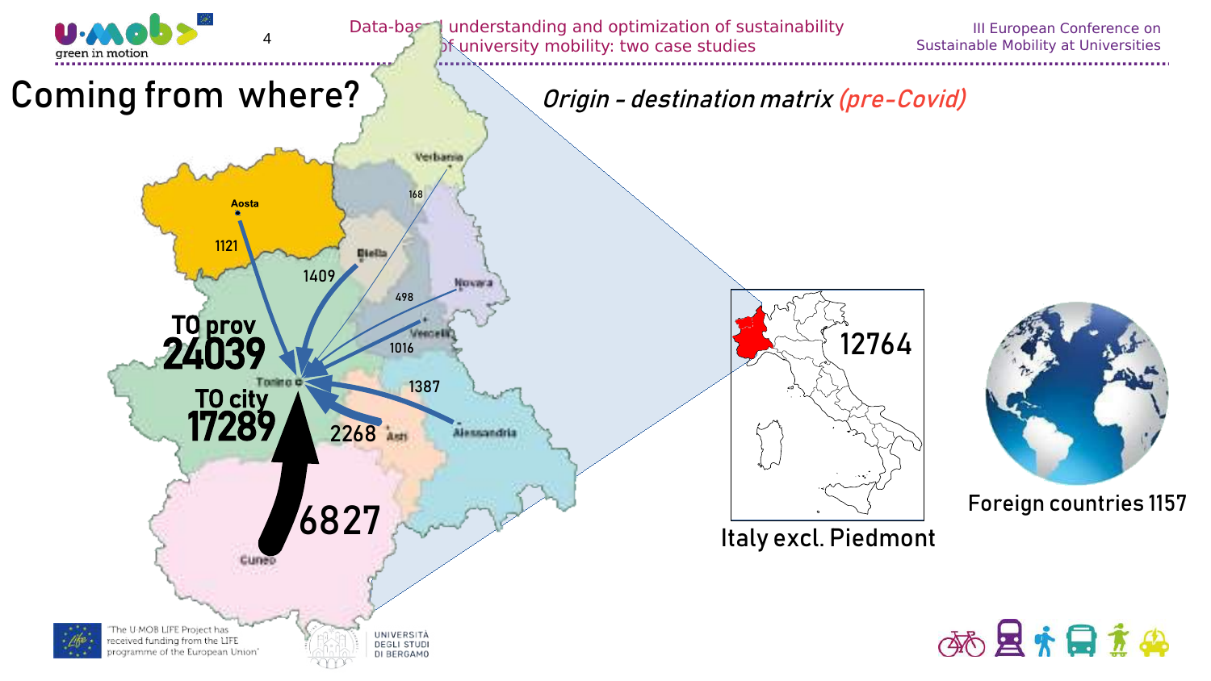# Coming from where?

*Origin - destination matrix (pre-Covid)*

Aosta 1121

Biella 1409

Verbania 168

Novara 498

Vercelli 1016

TO prov **24039**

TO city **17289**

Torino

Alessandria 1387

Asti 2268

Cuneo 6827

Italy excl. Piedmont 12764

Foreign countries 1157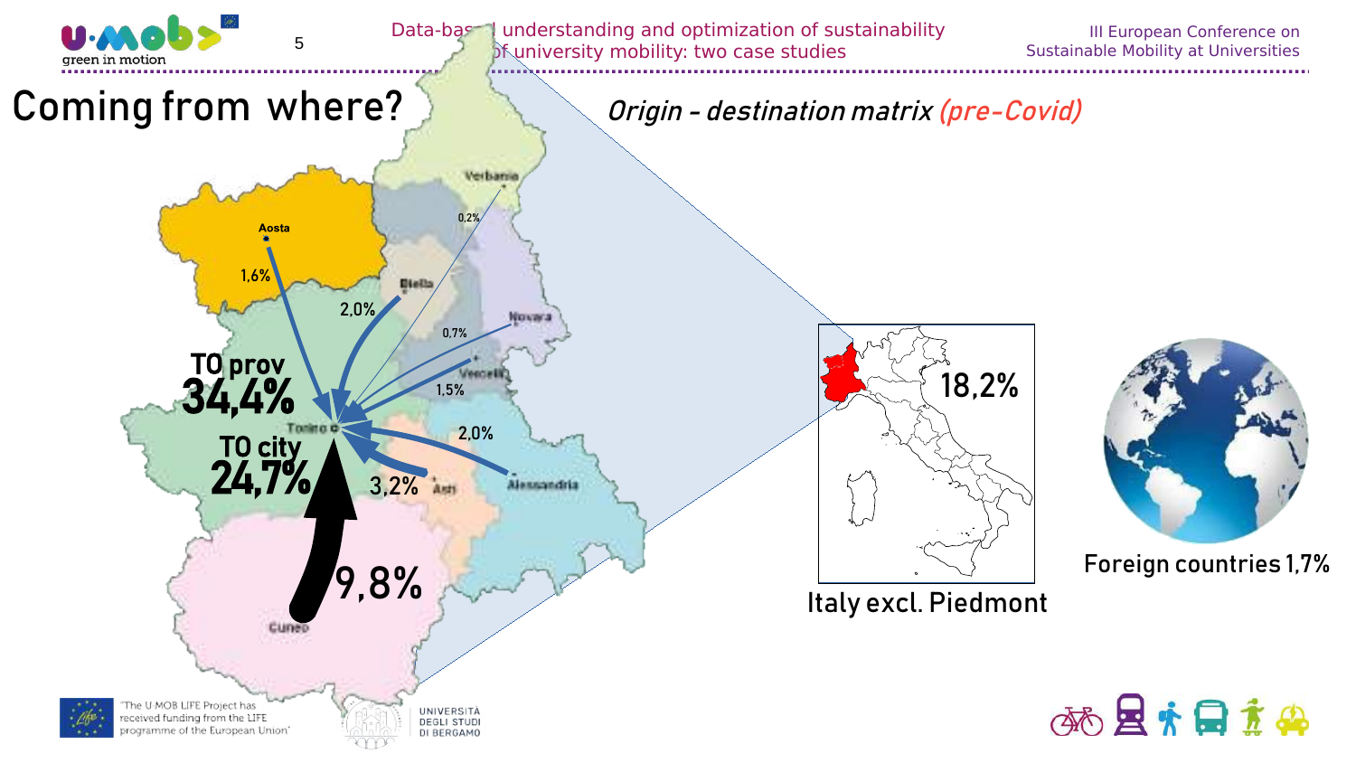# Coming from where?

*Origin - destination matrix (pre-Covid)*

Aosta 1,6%

Biella 2,0%

Verbania 0,2%

Novara 0,7%

Vercelli 1,5%

Alessandria 2,0%

Asti 3,2%

Cuneo 9,8%

**TO prov 34,4%**

**TO city 24,7%**

Italy excl. Piedmont 18,2%

Foreign countries 1,7%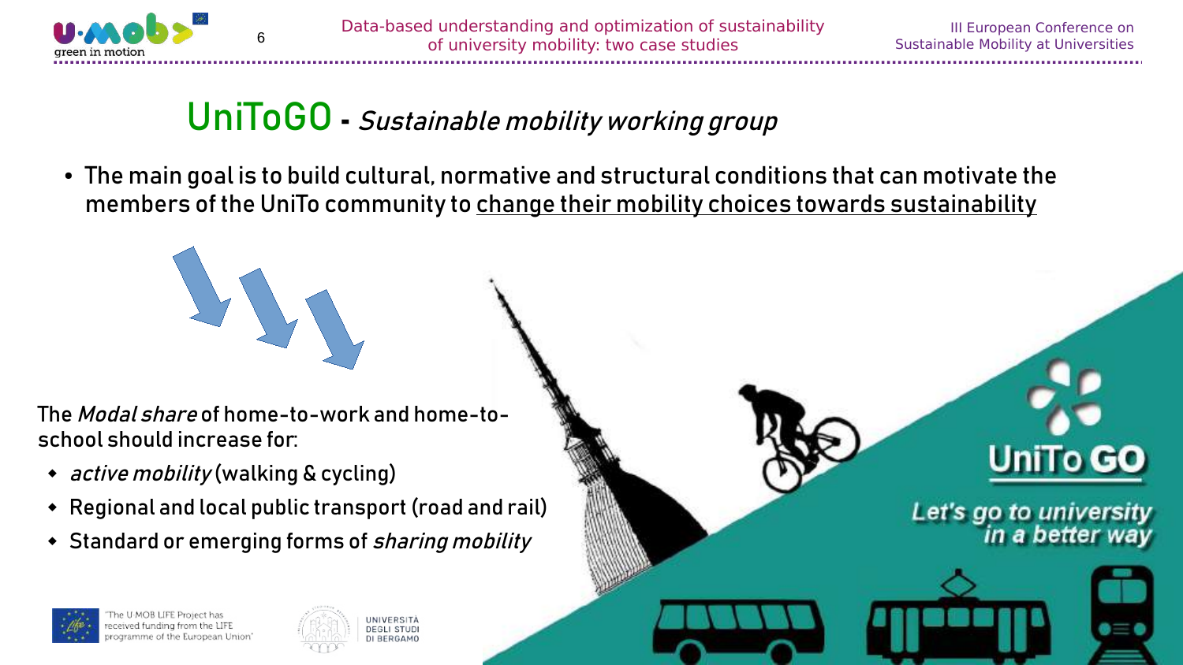# UniToGO - *Sustainable mobility working group*

- The main goal is to build cultural, normative and structural conditions that can motivate the members of the UniTo community to change their mobility choices towards sustainability

The *Modal share* of home-to-work and home-to-school should increase for:

- *active mobility* (walking & cycling)
- Regional and local public transport (road and rail)
- Standard or emerging forms of *sharing mobility*

UniTo GO

*Let's go to university in a better way*

"The U-MOB LIFE Project has received funding from the LIFE programme of the European Union"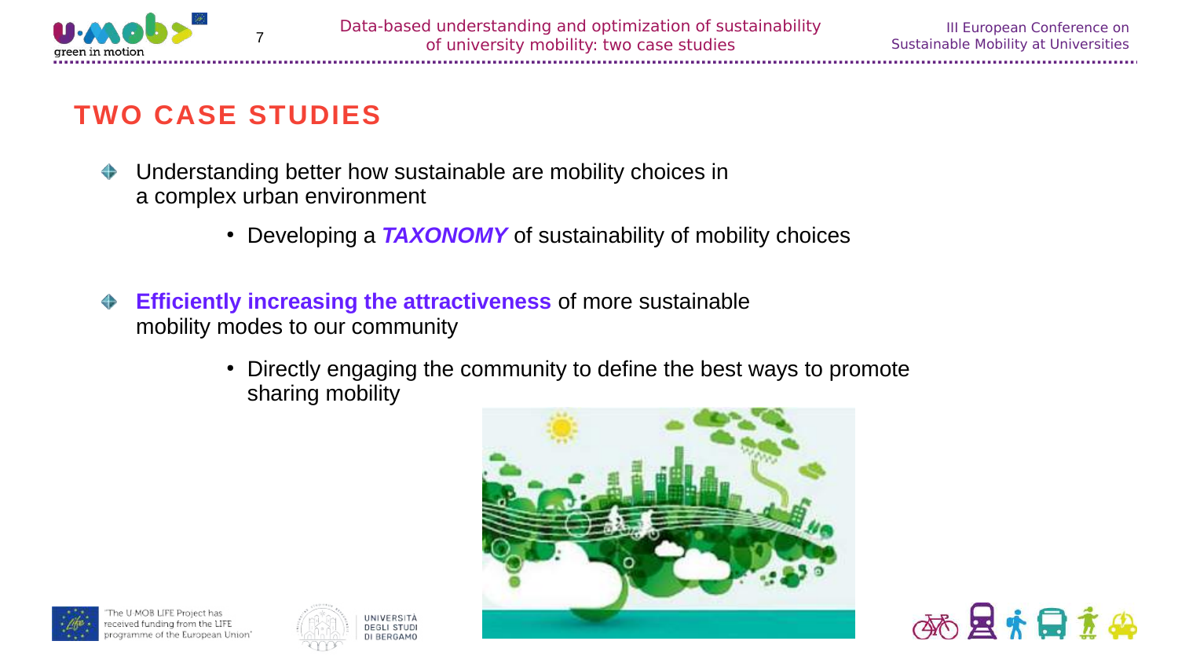# TWO CASE STUDIES

- Understanding better how sustainable are mobility choices in a complex urban environment
  - Developing a ***TAXONOMY*** of sustainability of mobility choices

- **Efficiently increasing the attractiveness** of more sustainable mobility modes to our community
  - Directly engaging the community to define the best ways to promote sharing mobility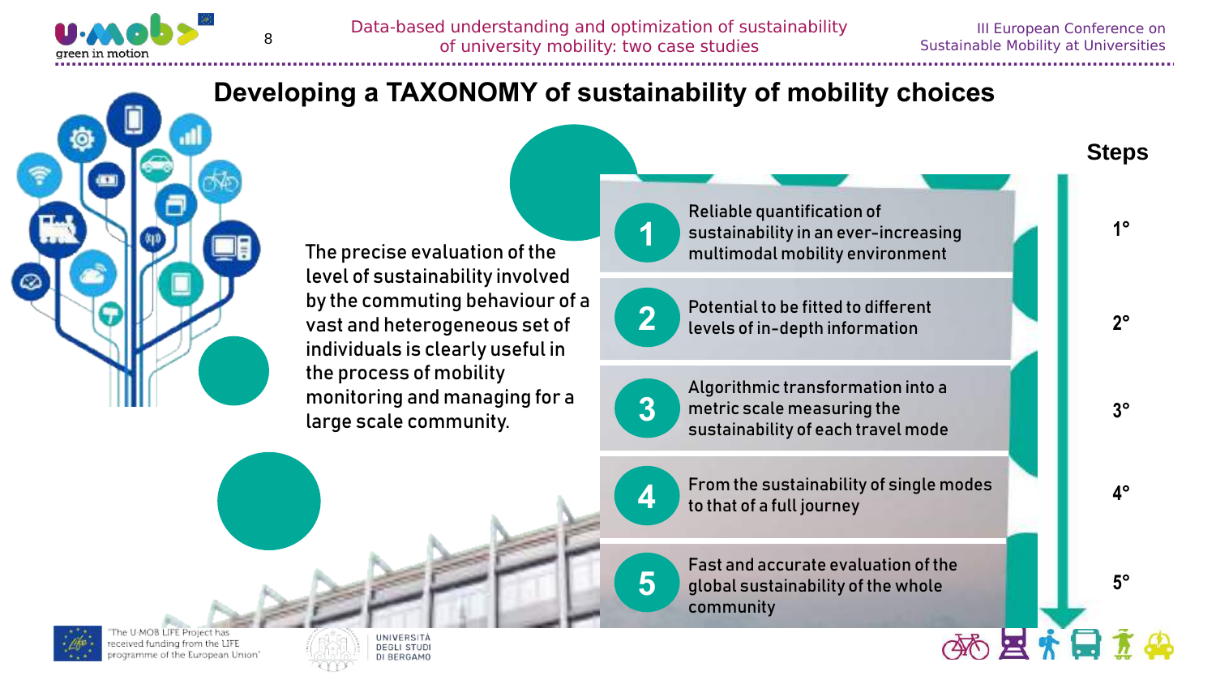## Developing a TAXONOMY of sustainability of mobility choices

The precise evaluation of the level of sustainability involved by the commuting behaviour of a vast and heterogeneous set of individuals is clearly useful in the process of mobility monitoring and managing for a large scale community.

| | | Steps |
|---|---|---|
| 1 | Reliable quantification of sustainability in an ever-increasing multimodal mobility environment | 1° |
| 2 | Potential to be fitted to different levels of in-depth information | 2° |
| 3 | Algorithmic transformation into a metric scale measuring the sustainability of each travel mode | 3° |
| 4 | From the sustainability of single modes to that of a full journey | 4° |
| 5 | Fast and accurate evaluation of the global sustainability of the whole community | 5° |

"The U-MOB LIFE Project has received funding from the LIFE programme of the European Union"

UNIVERSITÀ DEGLI STUDI DI BERGAMO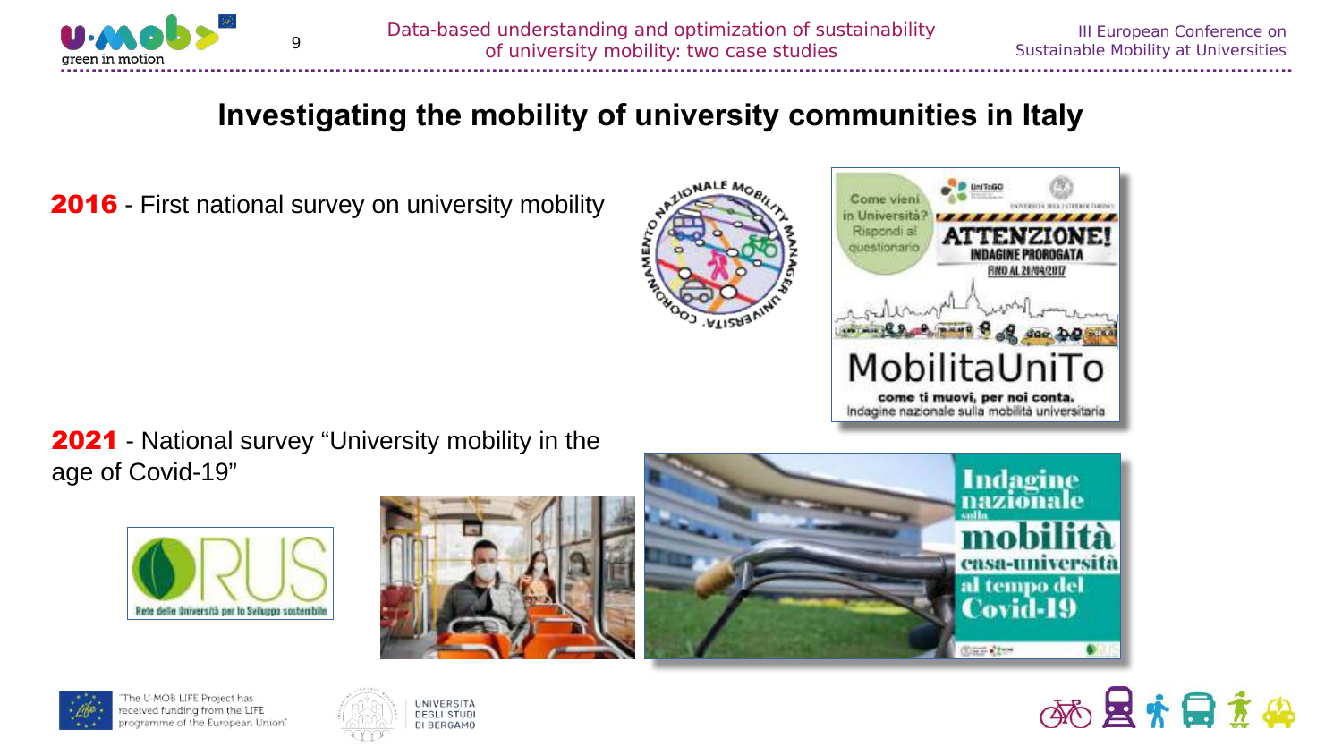# Investigating the mobility of university communities in Italy

**2016** - First national survey on university mobility

**2021** - National survey “University mobility in the age of Covid-19”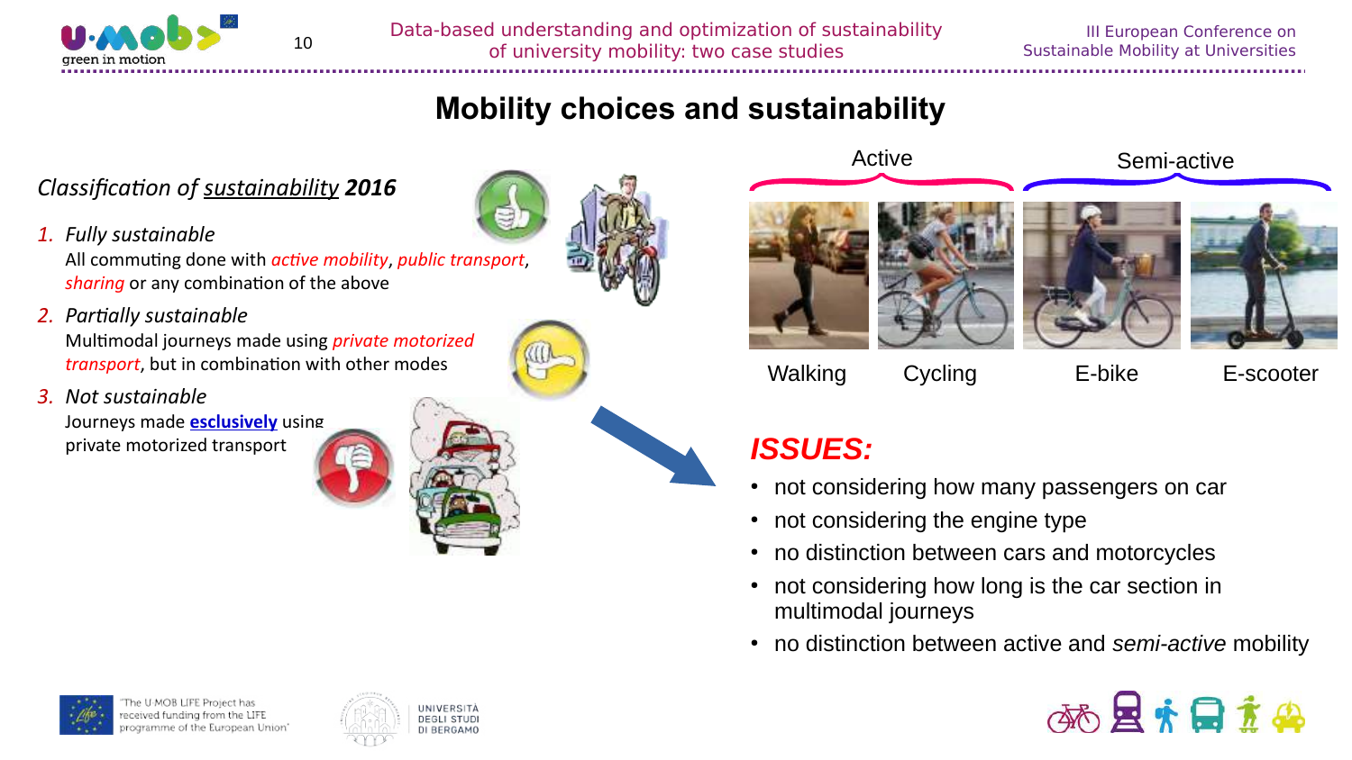# Mobility choices and sustainability

*Classification of sustainability* ***2016***

1. *Fully sustainable*
   All commuting done with *active mobility*, *public transport*, *sharing* or any combination of the above
2. *Partially sustainable*
   Multimodal journeys made using *private motorized transport*, but in combination with other modes
3. *Not sustainable*
   Journeys made **esclusively** using private motorized transport

Active: Walking, Cycling

Semi-active: E-bike, E-scooter

## *ISSUES:*

- not considering how many passengers on car
- not considering the engine type
- no distinction between cars and motorcycles
- not considering how long is the car section in multimodal journeys
- no distinction between active and *semi-active* mobility

"The U-MOB LIFE Project has received funding from the LIFE programme of the European Union"

UNIVERSITÀ DEGLI STUDI DI BERGAMO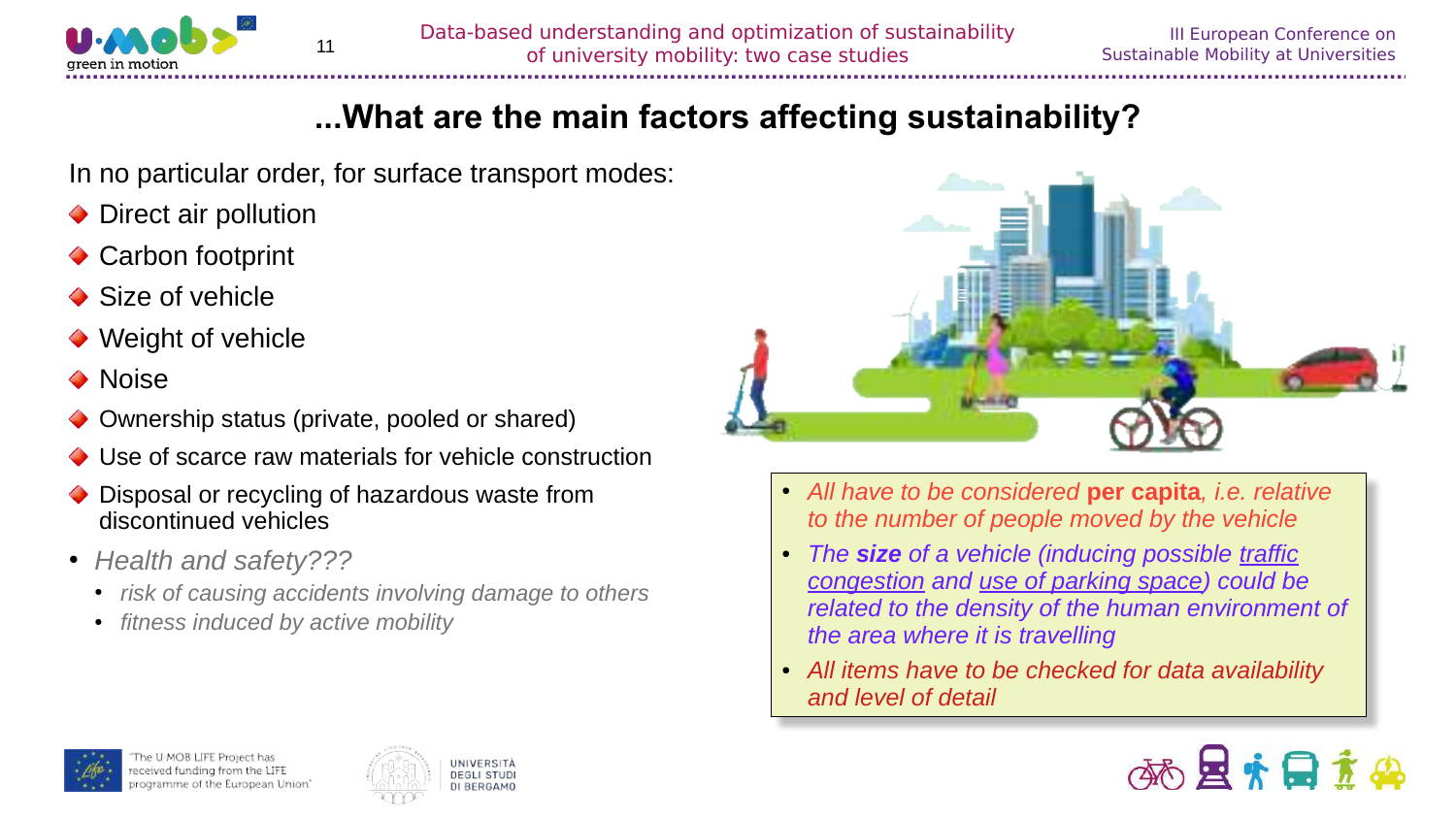## ...What are the main factors affecting sustainability?

In no particular order, for surface transport modes:

- Direct air pollution
- Carbon footprint
- Size of vehicle
- Weight of vehicle
- Noise
- Ownership status (private, pooled or shared)
- Use of scarce raw materials for vehicle construction
- Disposal or recycling of hazardous waste from discontinued vehicles
- *Health and safety???*
  - *risk of causing accidents involving damage to others*
  - *fitness induced by active mobility*

- *All have to be considered* ***per capita****, i.e. relative to the number of people moved by the vehicle*
- *The* ***size*** *of a vehicle (inducing possible traffic congestion and use of parking space) could be related to the density of the human environment of the area where it is travelling*
- *All items have to be checked for data availability and level of detail*

"The U-MOB LIFE Project has received funding from the LIFE programme of the European Union"

UNIVERSITÀ DEGLI STUDI DI BERGAMO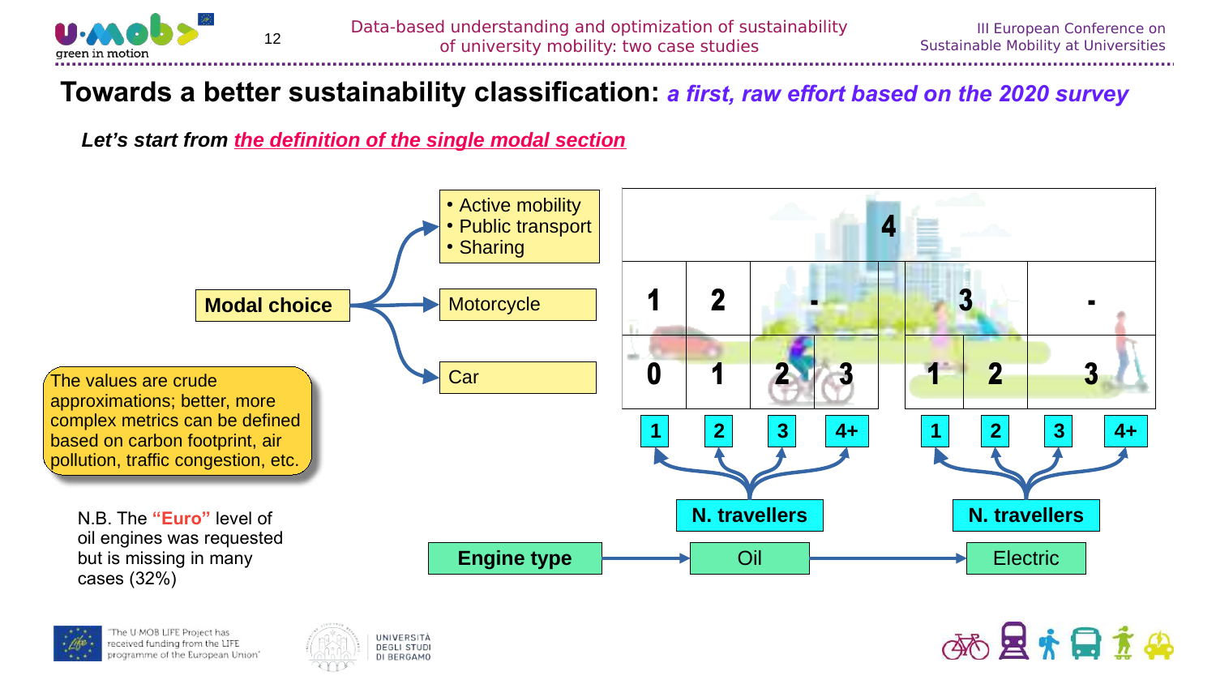# Towards a better sustainability classification: *a first, raw effort based on the 2020 survey*

***Let's start from the definition of the single modal section***

**Modal choice**
- Active mobility, Public transport, Sharing → 4
- Motorcycle → 1 | 2 | - | 3 | -
- Car → Engine type

**Engine type**
- Oil → N. travellers: 1 → 0; 2 → 1; 3 → 2; 4+ → 3
- Electric → N. travellers: 1 → 1; 2 → 2; 3 → -; 4+ → 3

The values are crude approximations; better, more complex metrics can be defined based on carbon footprint, air pollution, traffic congestion, etc.

N.B. The **"Euro"** level of oil engines was requested but is missing in many cases (32%)

"The U-MOB LIFE Project has received funding from the LIFE programme of the European Union"

UNIVERSITÀ DEGLI STUDI DI BERGAMO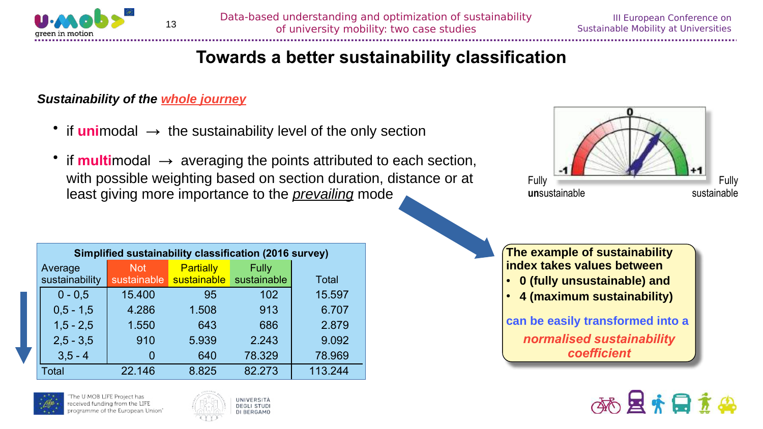# Towards a better sustainability classification

***Sustainability of the whole journey***

- if **uni**modal → the sustainability level of the only section
- if **multi**modal → averaging the points attributed to each section, with possible weighting based on section duration, distance or at least giving more importance to the *prevailing* mode

0

-1 +1

Fully **un**sustainable

Fully sustainable

**Simplified sustainability classification (2016 survey)**

| Average sustainability | Not sustainable | Partially sustainable | Fully sustainable | Total |
|---|---|---|---|---|
| 0 - 0,5 | 15.400 | 95 | 102 | 15.597 |
| 0,5 - 1,5 | 4.286 | 1.508 | 913 | 6.707 |
| 1,5 - 2,5 | 1.550 | 643 | 686 | 2.879 |
| 2,5 - 3,5 | 910 | 5.939 | 2.243 | 9.092 |
| 3,5 - 4 | 0 | 640 | 78.329 | 78.969 |
| Total | 22.146 | 8.825 | 82.273 | 113.244 |

**The example of sustainability index takes values between**

- **0 (fully unsustainable) and**
- **4 (maximum sustainability)**

**can be easily transformed into a**

***normalised sustainability coefficient***

"The U-MOB LIFE Project has received funding from the LIFE programme of the European Union"

UNIVERSITÀ DEGLI STUDI DI BERGAMO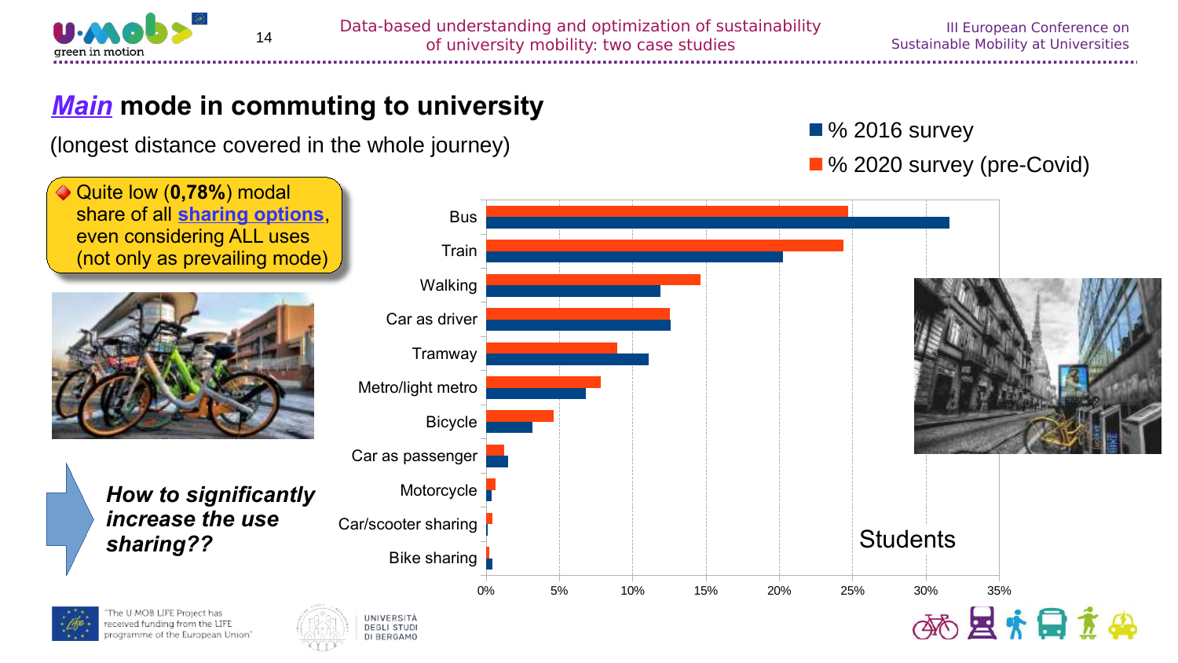# ***Main*** mode in commuting to university

(longest distance covered in the whole journey)

- Quite low (**0,78%**) modal share of all **sharing options**, even considering ALL uses (not only as prevailing mode)

***How to significantly increase the use sharing??***

■ % 2016 survey
■ % 2020 survey (pre-Covid)

Students

| Mode | % 2016 survey | % 2020 survey (pre-Covid) |
|---|---|---|
| Bus | ~31.5% | ~24.5% |
| Train | ~20% | ~24.5% |
| Walking | ~12% | ~14.5% |
| Car as driver | ~12.5% | ~12.5% |
| Tramway | ~11% | ~9% |
| Metro/light metro | ~7% | ~8% |
| Bicycle | ~3% | ~4.5% |
| Car as passenger | ~1.5% | ~1% |
| Motorcycle | ~0.5% | ~0.5% |
| Car/scooter sharing | ~0% | ~0.5% |
| Bike sharing | ~0.5% | ~0% |

0% 5% 10% 15% 20% 25% 30% 35%

"The U-MOB LIFE Project has received funding from the LIFE programme of the European Union"

UNIVERSITÀ DEGLI STUDI DI BERGAMO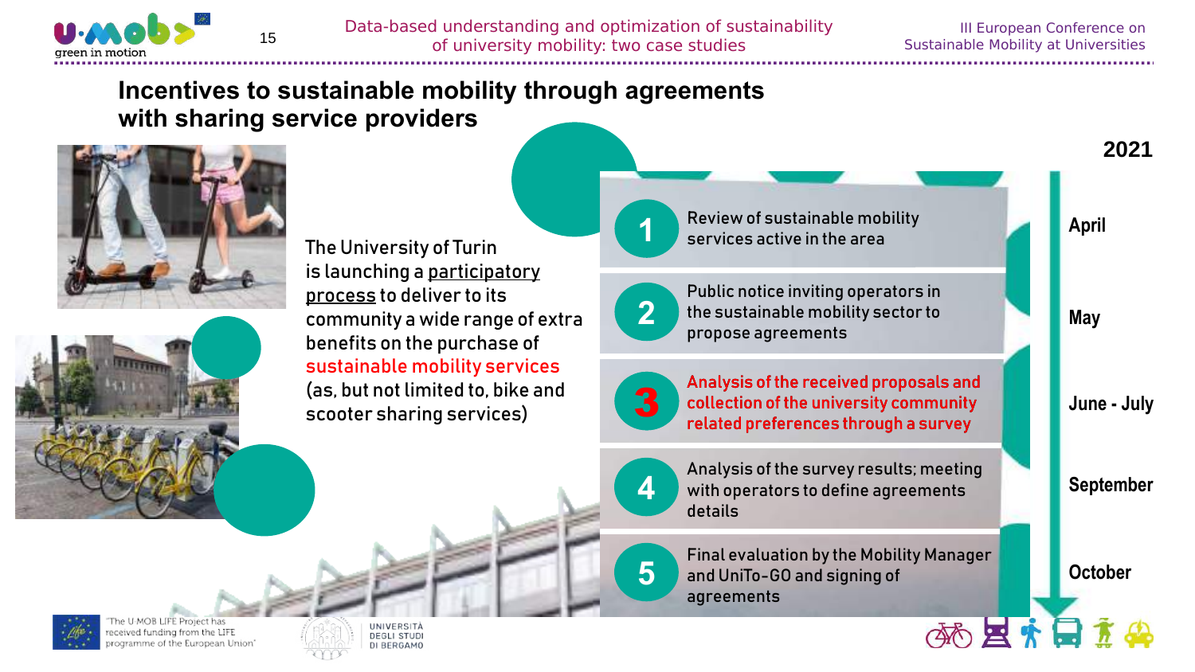## Incentives to sustainable mobility through agreements with sharing service providers

The University of Turin is launching a participatory process to deliver to its community a wide range of extra benefits on the purchase of sustainable mobility services (as, but not limited to, bike and scooter sharing services)

**2021**

| Step | Activity | Period |
|---|---|---|
| 1 | Review of sustainable mobility services active in the area | April |
| 2 | Public notice inviting operators in the sustainable mobility sector to propose agreements | May |
| 3 | Analysis of the received proposals and collection of the university community related preferences through a survey | June - July |
| 4 | Analysis of the survey results; meeting with operators to define agreements details | September |
| 5 | Final evaluation by the Mobility Manager and UniTo-GO and signing of agreements | October |

"The U-MOB LIFE Project has received funding from the LIFE programme of the European Union"

UNIVERSITÀ DEGLI STUDI DI BERGAMO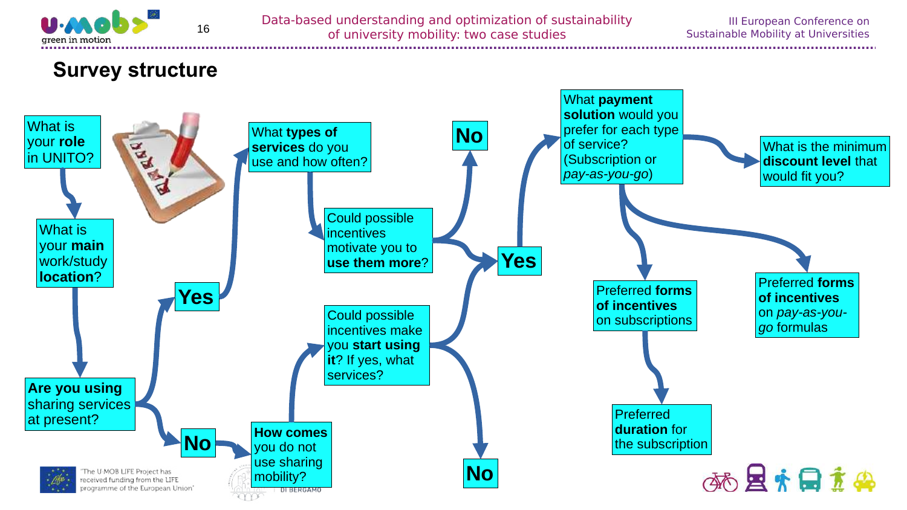## Survey structure

What is your **role** in UNITO?

What is your **main** work/study **location**?

**Are you using** sharing services at present?

Yes

What **types of services** do you use and how often?

Could possible incentives motivate you to **use them more**?

No

Yes

What **payment solution** would you prefer for each type of service? (Subscription or *pay-as-you-go*)

What is the minimum **discount level** that would fit you?

Preferred **forms of incentives** on subscriptions

Preferred **duration** for the subscription

Preferred **forms of incentives** on *pay-as-you-go* formulas

No

**How comes** you do not use sharing mobility?

Could possible incentives make you **start using it**? If yes, what services?

No

"The U-MOB LIFE Project has received funding from the LIFE programme of the European Union"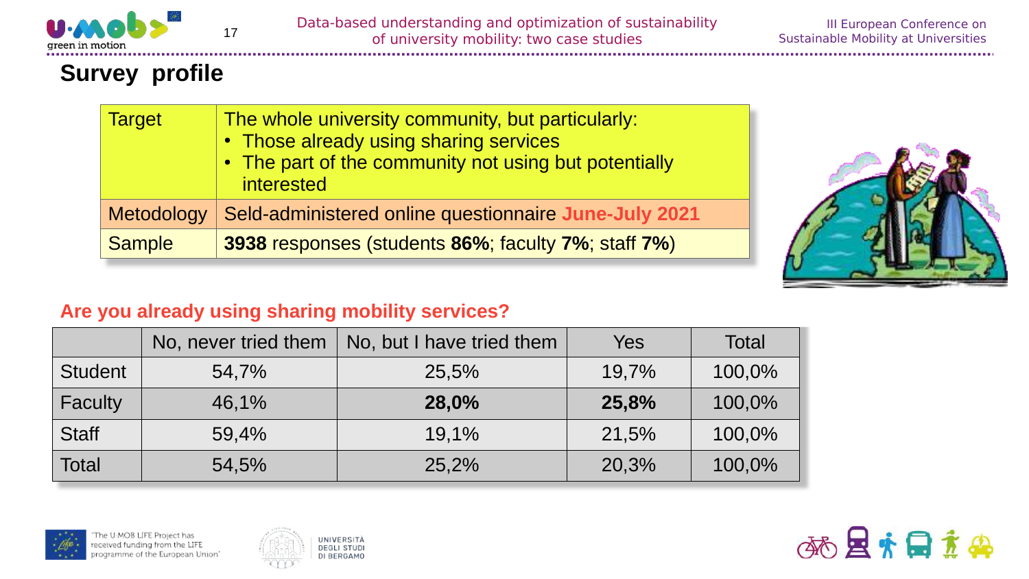## Survey profile

| Target | The whole university community, but particularly:<br>• Those already using sharing services<br>• The part of the community not using but potentially interested |
|---|---|
| Metodology | Seld-administered online questionnaire **June-July 2021** |
| Sample | **3938** responses (students **86%**; faculty **7%**; staff **7%**) |

**Are you already using sharing mobility services?**

| | No, never tried them | No, but I have tried them | Yes | Total |
|---|---|---|---|---|
| Student | 54,7% | 25,5% | 19,7% | 100,0% |
| Faculty | 46,1% | **28,0%** | **25,8%** | 100,0% |
| Staff | 59,4% | 19,1% | 21,5% | 100,0% |
| Total | 54,5% | 25,2% | 20,3% | 100,0% |

"The U-MOB LIFE Project has received funding from the LIFE programme of the European Union"

UNIVERSITÀ DEGLI STUDI DI BERGAMO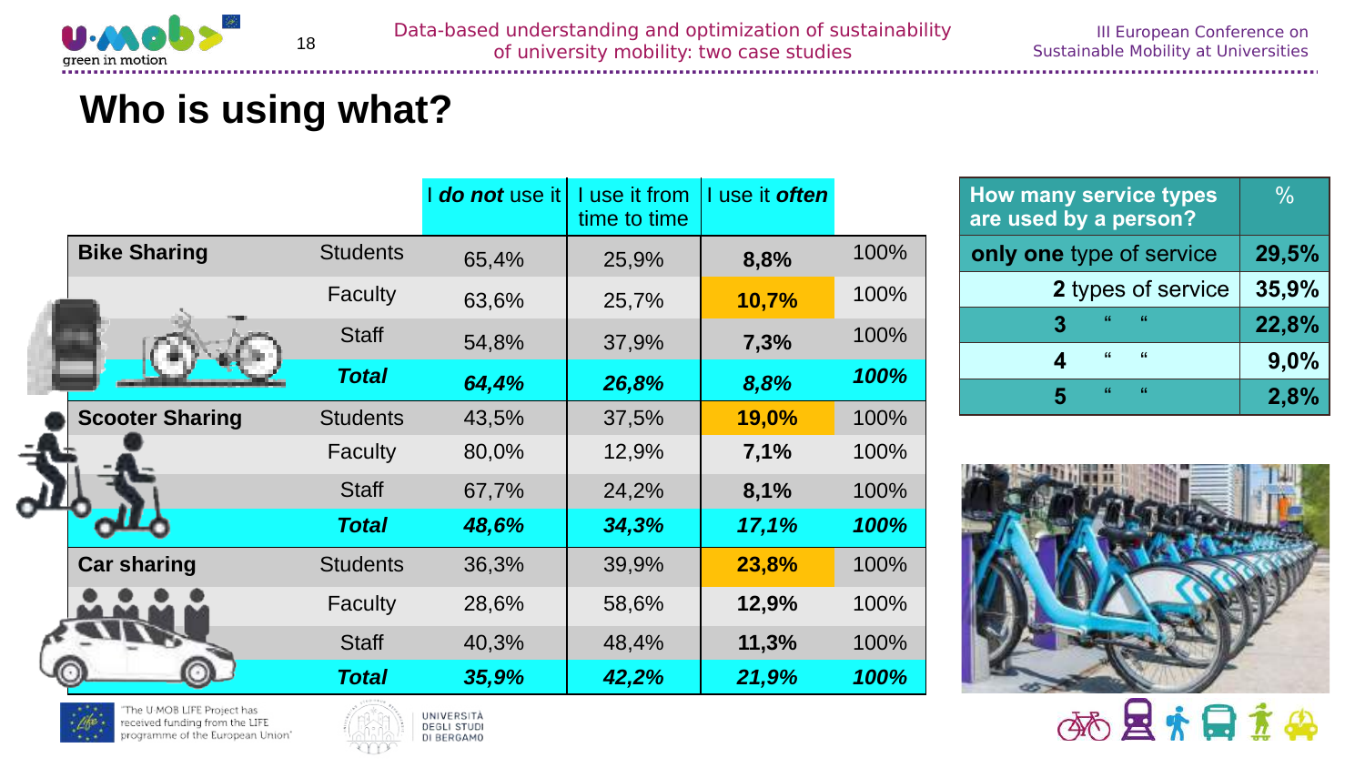# Who is using what?

| | | I ***do not*** use it | I use it from time to time | I use it ***often*** | |
|---|---|---|---|---|---|
| **Bike Sharing** | Students | 65,4% | 25,9% | **8,8%** | 100% |
| | Faculty | 63,6% | 25,7% | **10,7%** | 100% |
| | Staff | 54,8% | 37,9% | **7,3%** | 100% |
| | ***Total*** | ***64,4%*** | ***26,8%*** | ***8,8%*** | ***100%*** |
| **Scooter Sharing** | Students | 43,5% | 37,5% | **19,0%** | 100% |
| | Faculty | 80,0% | 12,9% | **7,1%** | 100% |
| | Staff | 67,7% | 24,2% | **8,1%** | 100% |
| | ***Total*** | ***48,6%*** | ***34,3%*** | ***17,1%*** | ***100%*** |
| **Car sharing** | Students | 36,3% | 39,9% | **23,8%** | 100% |
| | Faculty | 28,6% | 58,6% | **12,9%** | 100% |
| | Staff | 40,3% | 48,4% | **11,3%** | 100% |
| | ***Total*** | ***35,9%*** | ***42,2%*** | ***21,9%*** | ***100%*** |

| **How many service types are used by a person?** | % |
|---|---|
| **only one** type of service | **29,5%** |
| **2** types of service | **35,9%** |
| **3** " " | **22,8%** |
| **4** " " | **9,0%** |
| **5** " " | **2,8%** |

"The U-MOB LIFE Project has received funding from the LIFE programme of the European Union"

UNIVERSITÀ DEGLI STUDI DI BERGAMO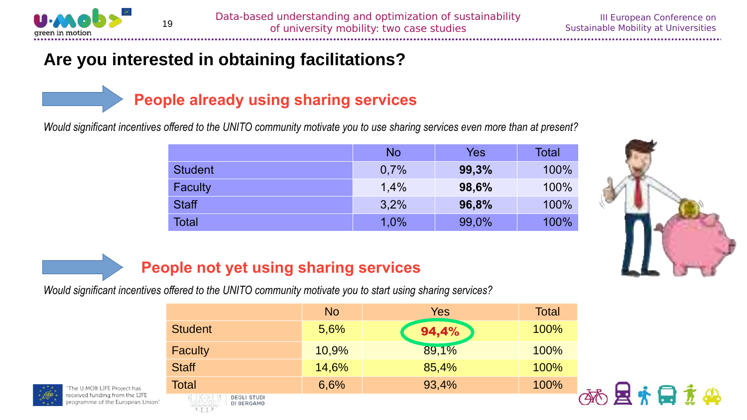# Are you interested in obtaining facilitations?

## People already using sharing services

*Would significant incentives offered to the UNITO community motivate you to use sharing services even more than at present?*

| | No | Yes | Total |
|---|---|---|---|
| Student | 0,7% | **99,3%** | 100% |
| Faculty | 1,4% | **98,6%** | 100% |
| Staff | 3,2% | **96,8%** | 100% |
| Total | 1,0% | 99,0% | 100% |

## People not yet using sharing services

*Would significant incentives offered to the UNITO community motivate you to start using sharing services?*

| | No | Yes | Total |
|---|---|---|---|
| Student | 5,6% | **94,4%** | 100% |
| Faculty | 10,9% | 89,1% | 100% |
| Staff | 14,6% | 85,4% | 100% |
| Total | 6,6% | 93,4% | 100% |

"The U-MOB LIFE Project has received funding from the LIFE programme of the European Union"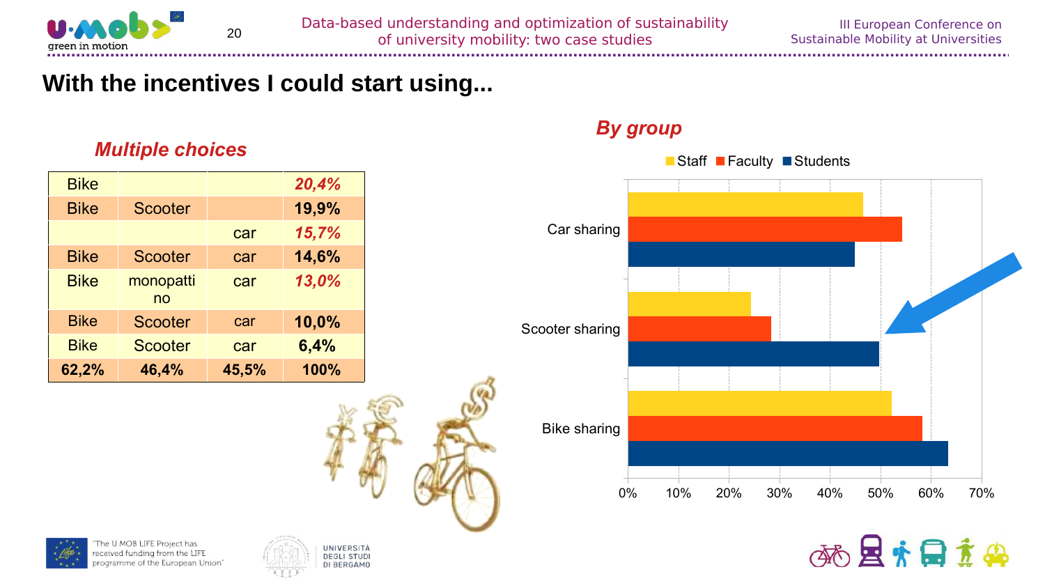## With the incentives I could start using...

### *Multiple choices*

| Bike | | | *20,4%* |
|---|---|---|---|
| Bike | Scooter | | **19,9%** |
| | | car | *15,7%* |
| Bike | Scooter | car | **14,6%** |
| Bike | monopattino | car | *13,0%* |
| Bike | Scooter | car | **10,0%** |
| Bike | Scooter | car | **6,4%** |
| **62,2%** | **46,4%** | **45,5%** | **100%** |

### *By group*

Staff / Faculty / Students

| | Staff | Faculty | Students |
|---|---|---|---|
| Car sharing | ~47% | ~54% | ~45% |
| Scooter sharing | ~24% | ~28% | ~50% |
| Bike sharing | ~52% | ~58% | ~63% |

0% 10% 20% 30% 40% 50% 60% 70%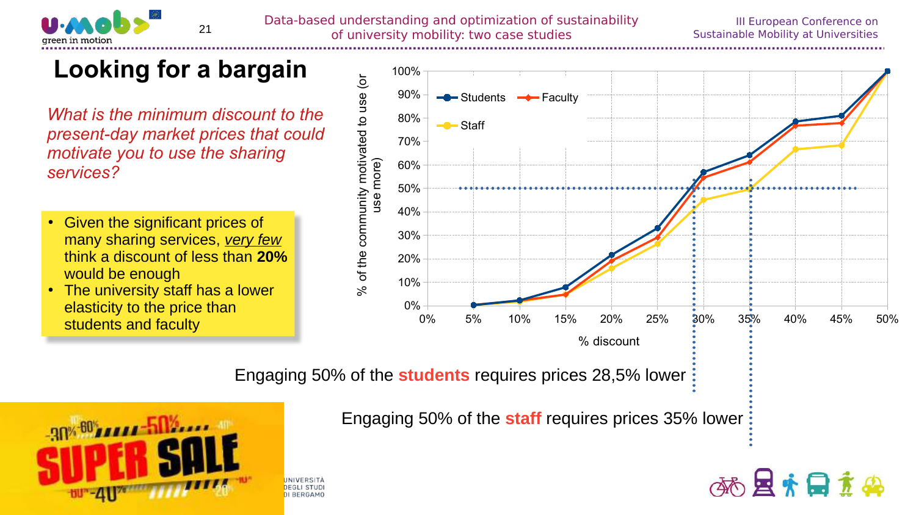# Looking for a bargain

*What is the minimum discount to the present-day market prices that could motivate you to use the sharing services?*

- Given the significant prices of many sharing services, *very few* think a discount of less than **20%** would be enough
- The university staff has a lower elasticity to the price than students and faculty

Engaging 50% of the **students** requires prices 28,5% lower

Engaging 50% of the **staff** requires prices 35% lower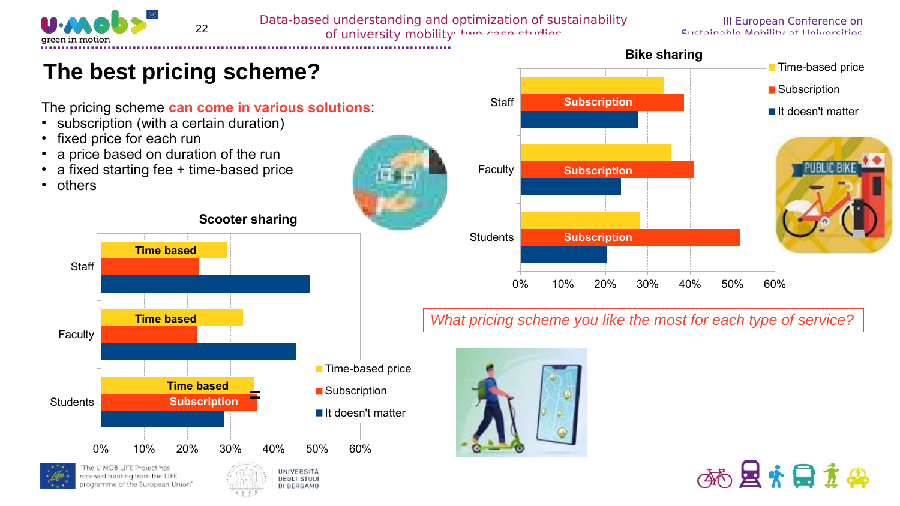# The best pricing scheme?

The pricing scheme **can come in various solutions**:

- subscription (with a certain duration)
- fixed price for each run
- a price based on duration of the run
- a fixed starting fee + time-based price
- others

### Scooter sharing

- Staff: Time based
- Faculty: Time based
- Students: Time based = Subscription

Legend: Time-based price; Subscription; It doesn't matter

Axis: 0%, 10%, 20%, 30%, 40%, 50%, 60%

### Bike sharing

- Staff: Subscription
- Faculty: Subscription
- Students: Subscription

Legend: Time-based price; Subscription; It doesn't matter

Axis: 0%, 10%, 20%, 30%, 40%, 50%, 60%

*What pricing scheme you like the most for each type of service?*

"The U-MOB LIFE Project has received funding from the LIFE programme of the European Union"

UNIVERSITÀ DEGLI STUDI DI BERGAMO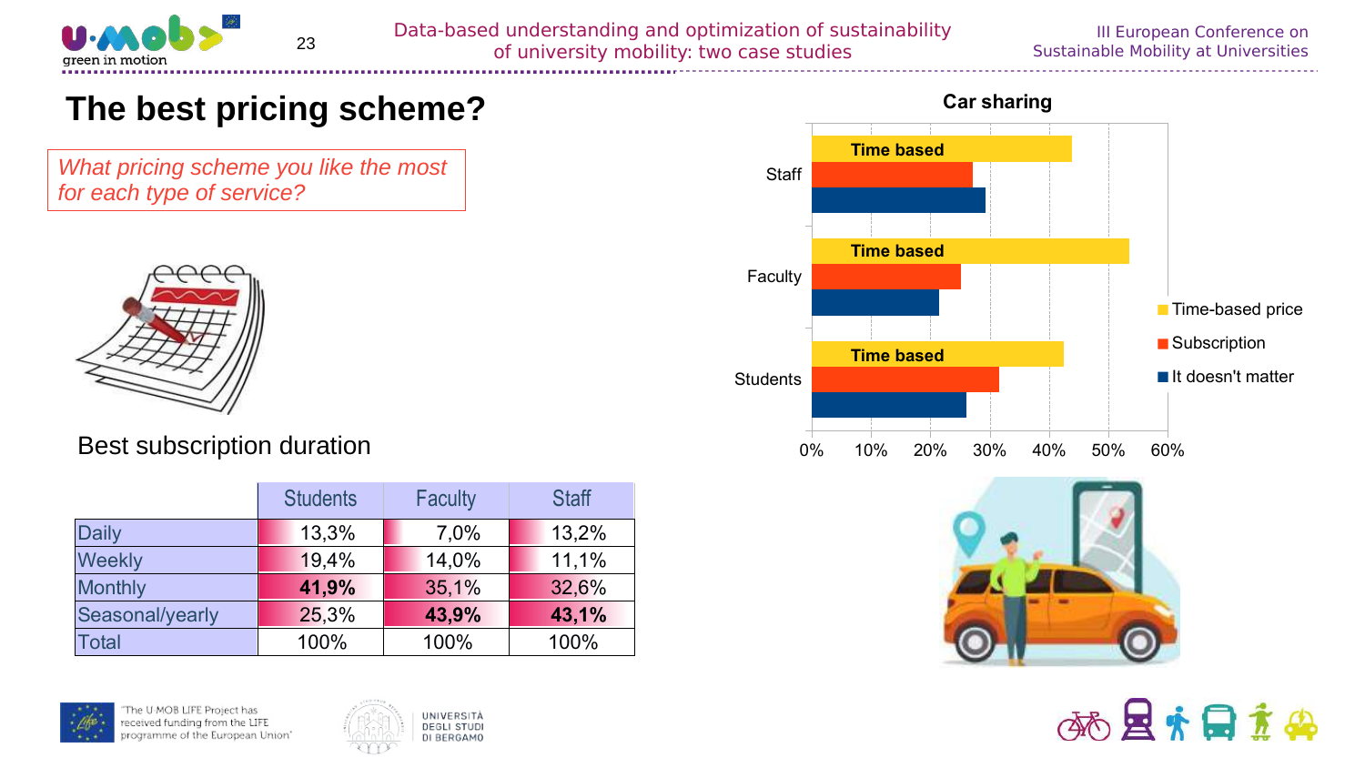# The best pricing scheme?

*What pricing scheme you like the most for each type of service?*

Best subscription duration

| | Students | Faculty | Staff |
|---|---|---|---|
| Daily | 13,3% | 7,0% | 13,2% |
| Weekly | 19,4% | 14,0% | 11,1% |
| Monthly | **41,9%** | 35,1% | 32,6% |
| Seasonal/yearly | 25,3% | **43,9%** | **43,1%** |
| Total | 100% | 100% | 100% |

**Car sharing**

| | Time-based price | Subscription | It doesn't matter |
|---|---|---|---|
| Staff | Time based | | |
| Faculty | Time based | | |
| Students | Time based | | |

0% 10% 20% 30% 40% 50% 60%

"The U-MOB LIFE Project has received funding from the LIFE programme of the European Union"

UNIVERSITÀ DEGLI STUDI DI BERGAMO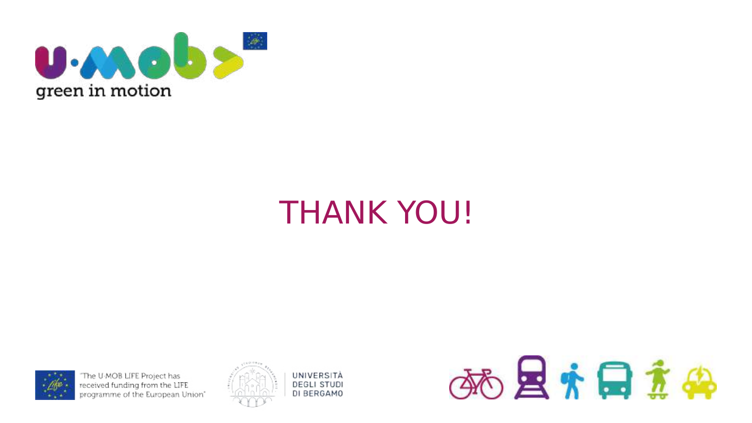u·mob

green in motion

# THANK YOU!

"The U·MOB LIFE Project has received funding from the LIFE programme of the European Union"

UNIVERSITÀ DEGLI STUDI DI BERGAMO